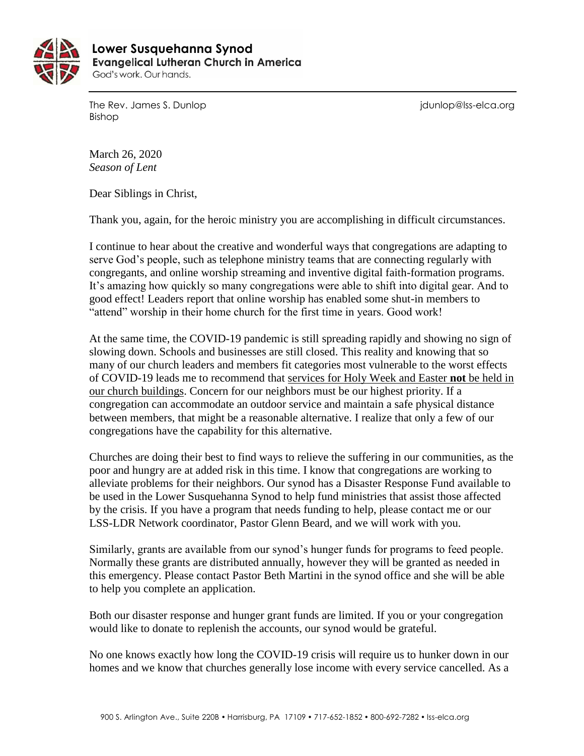**Lower Susquehanna Synod**
**Evangelical Lutheran Church in America**
God's work. Our hands.

The Rev. James S. Dunlop
Bishop

jdunlop@lss-elca.org

March 26, 2020
*Season of Lent*

Dear Siblings in Christ,

Thank you, again, for the heroic ministry you are accomplishing in difficult circumstances.

I continue to hear about the creative and wonderful ways that congregations are adapting to serve God's people, such as telephone ministry teams that are connecting regularly with congregants, and online worship streaming and inventive digital faith-formation programs. It's amazing how quickly so many congregations were able to shift into digital gear. And to good effect! Leaders report that online worship has enabled some shut-in members to "attend" worship in their home church for the first time in years. Good work!

At the same time, the COVID-19 pandemic is still spreading rapidly and showing no sign of slowing down. Schools and businesses are still closed. This reality and knowing that so many of our church leaders and members fit categories most vulnerable to the worst effects of COVID-19 leads me to recommend that services for Holy Week and Easter **not** be held in our church buildings. Concern for our neighbors must be our highest priority. If a congregation can accommodate an outdoor service and maintain a safe physical distance between members, that might be a reasonable alternative. I realize that only a few of our congregations have the capability for this alternative.

Churches are doing their best to find ways to relieve the suffering in our communities, as the poor and hungry are at added risk in this time. I know that congregations are working to alleviate problems for their neighbors. Our synod has a Disaster Response Fund available to be used in the Lower Susquehanna Synod to help fund ministries that assist those affected by the crisis. If you have a program that needs funding to help, please contact me or our LSS-LDR Network coordinator, Pastor Glenn Beard, and we will work with you.

Similarly, grants are available from our synod's hunger funds for programs to feed people. Normally these grants are distributed annually, however they will be granted as needed in this emergency. Please contact Pastor Beth Martini in the synod office and she will be able to help you complete an application.

Both our disaster response and hunger grant funds are limited. If you or your congregation would like to donate to replenish the accounts, our synod would be grateful.

No one knows exactly how long the COVID-19 crisis will require us to hunker down in our homes and we know that churches generally lose income with every service cancelled. As a

900 S. Arlington Ave., Suite 220B • Harrisburg, PA 17109 • 717-652-1852 • 800-692-7282 • lss-elca.org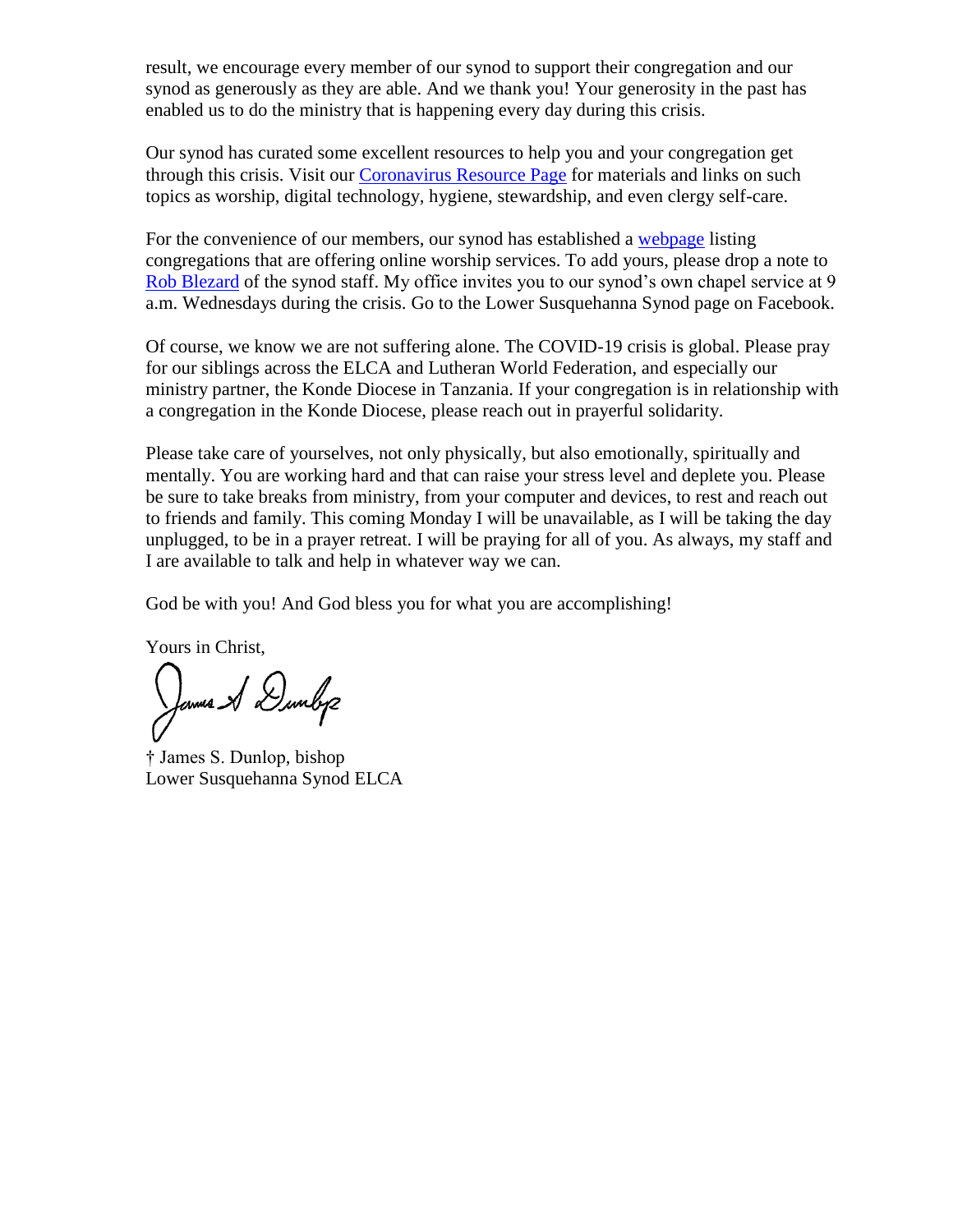result, we encourage every member of our synod to support their congregation and our synod as generously as they are able. And we thank you! Your generosity in the past has enabled us to do the ministry that is happening every day during this crisis.

Our synod has curated some excellent resources to help you and your congregation get through this crisis. Visit our Coronavirus Resource Page for materials and links on such topics as worship, digital technology, hygiene, stewardship, and even clergy self-care.

For the convenience of our members, our synod has established a webpage listing congregations that are offering online worship services. To add yours, please drop a note to Rob Blezard of the synod staff. My office invites you to our synod's own chapel service at 9 a.m. Wednesdays during the crisis. Go to the Lower Susquehanna Synod page on Facebook.

Of course, we know we are not suffering alone. The COVID-19 crisis is global. Please pray for our siblings across the ELCA and Lutheran World Federation, and especially our ministry partner, the Konde Diocese in Tanzania. If your congregation is in relationship with a congregation in the Konde Diocese, please reach out in prayerful solidarity.

Please take care of yourselves, not only physically, but also emotionally, spiritually and mentally. You are working hard and that can raise your stress level and deplete you. Please be sure to take breaks from ministry, from your computer and devices, to rest and reach out to friends and family. This coming Monday I will be unavailable, as I will be taking the day unplugged, to be in a prayer retreat. I will be praying for all of you. As always, my staff and I are available to talk and help in whatever way we can.

God be with you! And God bless you for what you are accomplishing!

Yours in Christ,

† James S. Dunlop, bishop
Lower Susquehanna Synod ELCA